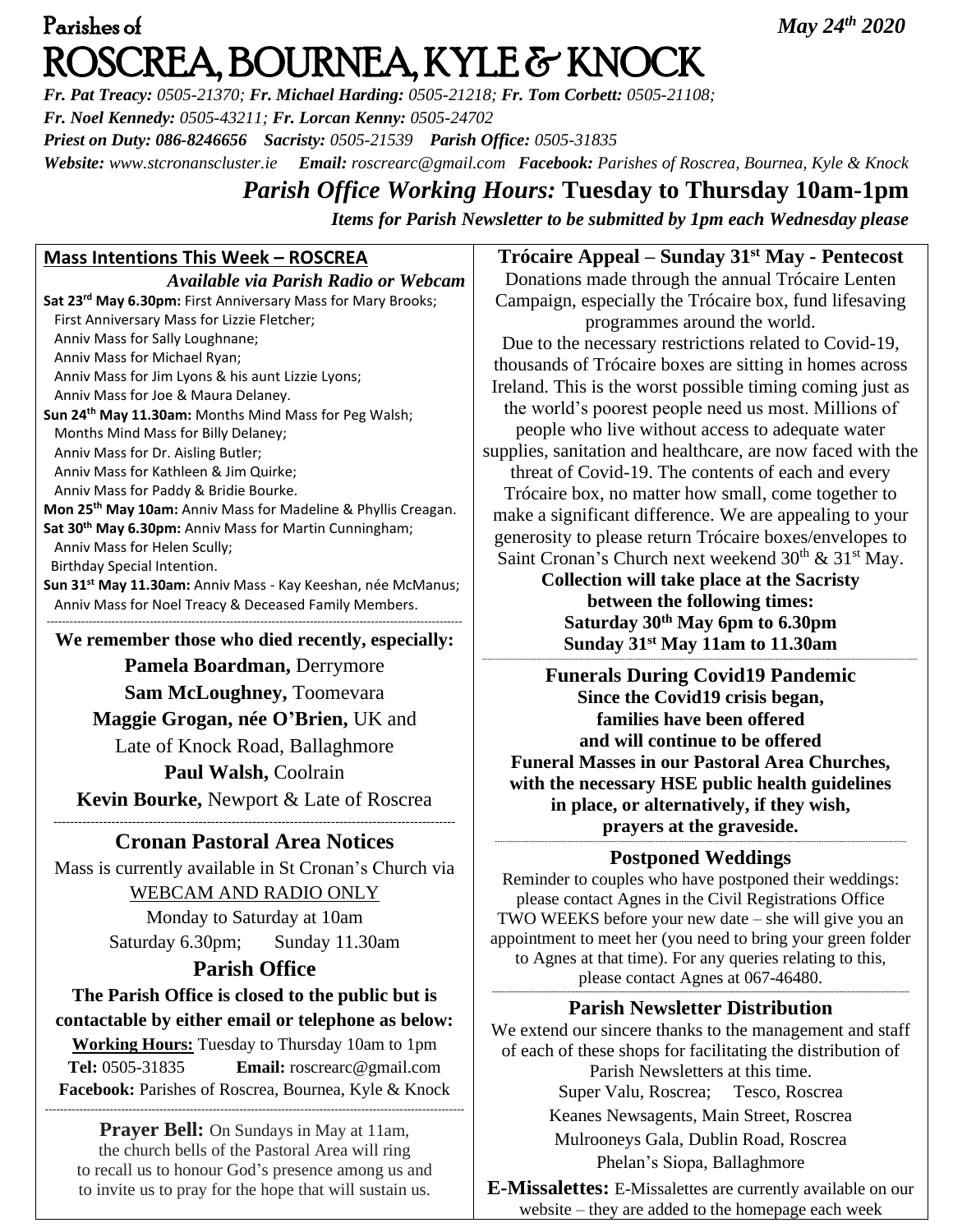Parishes of

# ROSCREA, BOURNEA, KYLE & KNOCK

*May 24th 2020*

***Fr. Pat Treacy:** 0505-21370; **Fr. Michael Harding:** 0505-21218; **Fr. Tom Corbett:** 0505-21108;*
***Fr. Noel Kennedy:** 0505-43211; **Fr. Lorcan Kenny:** 0505-24702*
***Priest on Duty:** 086-8246656 **Sacristy:** 0505-21539 **Parish Office:** 0505-31835*
***Website:** www.stcronanscluster.ie **Email:** roscrearc@gmail.com **Facebook:** Parishes of Roscrea, Bournea, Kyle & Knock*

***Parish Office Working Hours:* Tuesday to Thursday 10am-1pm**

***Items for Parish Newsletter to be submitted by 1pm each Wednesday please***

## Mass Intentions This Week – ROSCREA

***Available via Parish Radio or Webcam***

**Sat 23rd May 6.30pm:** First Anniversary Mass for Mary Brooks;
First Anniversary Mass for Lizzie Fletcher;
Anniv Mass for Sally Loughnane;
Anniv Mass for Michael Ryan;
Anniv Mass for Jim Lyons & his aunt Lizzie Lyons;
Anniv Mass for Joe & Maura Delaney.

**Sun 24th May 11.30am:** Months Mind Mass for Peg Walsh;
Months Mind Mass for Billy Delaney;
Anniv Mass for Dr. Aisling Butler;
Anniv Mass for Kathleen & Jim Quirke;
Anniv Mass for Paddy & Bridie Bourke.

**Mon 25th May 10am:** Anniv Mass for Madeline & Phyllis Creagan.

**Sat 30th May 6.30pm:** Anniv Mass for Martin Cunningham;
Anniv Mass for Helen Scully;
Birthday Special Intention.

**Sun 31st May 11.30am:** Anniv Mass - Kay Keeshan, née McManus;
Anniv Mass for Noel Treacy & Deceased Family Members.

**We remember those who died recently, especially:**

**Pamela Boardman,** Derrymore
**Sam McLoughney,** Toomevara
**Maggie Grogan, née O'Brien,** UK and Late of Knock Road, Ballaghmore
**Paul Walsh,** Coolrain
**Kevin Bourke,** Newport & Late of Roscrea

## Cronan Pastoral Area Notices

Mass is currently available in St Cronan's Church via
WEBCAM AND RADIO ONLY
Monday to Saturday at 10am
Saturday 6.30pm; Sunday 11.30am

## Parish Office

**The Parish Office is closed to the public but is contactable by either email or telephone as below:**

**Working Hours:** Tuesday to Thursday 10am to 1pm
**Tel:** 0505-31835 **Email:** roscrearc@gmail.com
**Facebook:** Parishes of Roscrea, Bournea, Kyle & Knock

**Prayer Bell:** On Sundays in May at 11am, the church bells of the Pastoral Area will ring to recall us to honour God's presence among us and to invite us to pray for the hope that will sustain us.

## Trócaire Appeal – Sunday 31st May - Pentecost

Donations made through the annual Trócaire Lenten Campaign, especially the Trócaire box, fund lifesaving programmes around the world.

Due to the necessary restrictions related to Covid-19, thousands of Trócaire boxes are sitting in homes across Ireland. This is the worst possible timing coming just as the world's poorest people need us most. Millions of people who live without access to adequate water supplies, sanitation and healthcare, are now faced with the threat of Covid-19. The contents of each and every Trócaire box, no matter how small, come together to make a significant difference. We are appealing to your generosity to please return Trócaire boxes/envelopes to Saint Cronan's Church next weekend 30th & 31st May.

**Collection will take place at the Sacristy between the following times:**
**Saturday 30th May 6pm to 6.30pm**
**Sunday 31st May 11am to 11.30am**

## Funerals During Covid19 Pandemic

**Since the Covid19 crisis began, families have been offered and will continue to be offered Funeral Masses in our Pastoral Area Churches, with the necessary HSE public health guidelines in place, or alternatively, if they wish, prayers at the graveside.**

## Postponed Weddings

Reminder to couples who have postponed their weddings: please contact Agnes in the Civil Registrations Office TWO WEEKS before your new date – she will give you an appointment to meet her (you need to bring your green folder to Agnes at that time). For any queries relating to this, please contact Agnes at 067-46480.

## Parish Newsletter Distribution

We extend our sincere thanks to the management and staff of each of these shops for facilitating the distribution of Parish Newsletters at this time.

Super Valu, Roscrea; Tesco, Roscrea
Keanes Newsagents, Main Street, Roscrea
Mulrooneys Gala, Dublin Road, Roscrea
Phelan's Siopa, Ballaghmore

**E-Missalettes:** E-Missalettes are currently available on our website – they are added to the homepage each week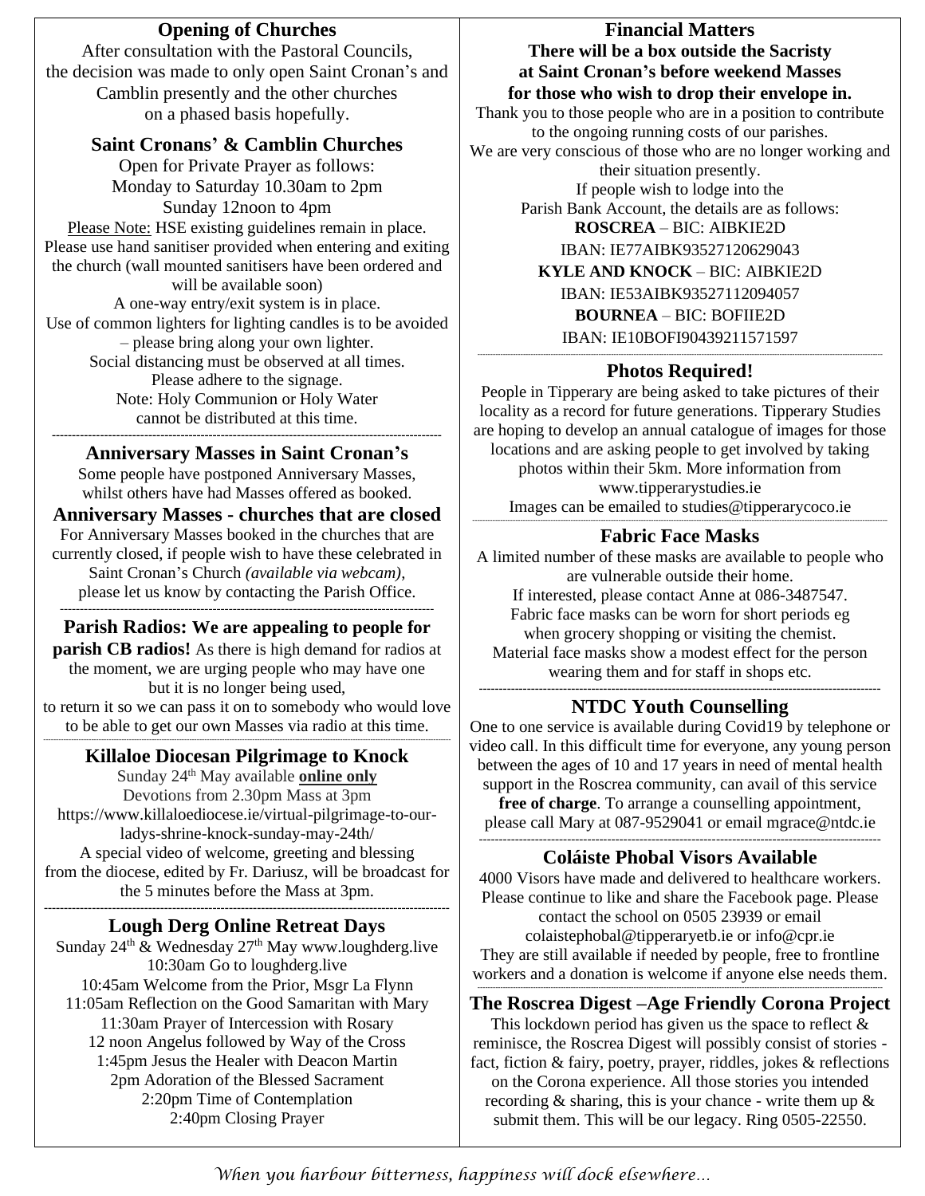## Opening of Churches

After consultation with the Pastoral Councils, the decision was made to only open Saint Cronan's and Camblin presently and the other churches on a phased basis hopefully.

## Saint Cronans' & Camblin Churches

Open for Private Prayer as follows:
Monday to Saturday 10.30am to 2pm
Sunday 12noon to 4pm

Please Note: HSE existing guidelines remain in place. Please use hand sanitiser provided when entering and exiting the church (wall mounted sanitisers have been ordered and will be available soon)

A one-way entry/exit system is in place.
Use of common lighters for lighting candles is to be avoided – please bring along your own lighter.
Social distancing must be observed at all times.
Please adhere to the signage.
Note: Holy Communion or Holy Water cannot be distributed at this time.

---

## Anniversary Masses in Saint Cronan's

Some people have postponed Anniversary Masses, whilst others have had Masses offered as booked.

## Anniversary Masses - churches that are closed

For Anniversary Masses booked in the churches that are currently closed, if people wish to have these celebrated in Saint Cronan's Church *(available via webcam)*, please let us know by contacting the Parish Office.

---

**Parish Radios: We are appealing to people for parish CB radios!** As there is high demand for radios at the moment, we are urging people who may have one but it is no longer being used, to return it so we can pass it on to somebody who would love to be able to get our own Masses via radio at this time.

---

## Killaloe Diocesan Pilgrimage to Knock

Sunday 24th May available **online only**
Devotions from 2.30pm Mass at 3pm
https://www.killaloediocese.ie/virtual-pilgrimage-to-our-ladys-shrine-knock-sunday-may-24th/
A special video of welcome, greeting and blessing from the diocese, edited by Fr. Dariusz, will be broadcast for the 5 minutes before the Mass at 3pm.

---

## Lough Derg Online Retreat Days

Sunday 24th & Wednesday 27th May www.loughderg.live
10:30am Go to loughderg.live
10:45am Welcome from the Prior, Msgr La Flynn
11:05am Reflection on the Good Samaritan with Mary
11:30am Prayer of Intercession with Rosary
12 noon Angelus followed by Way of the Cross
1:45pm Jesus the Healer with Deacon Martin
2pm Adoration of the Blessed Sacrament
2:20pm Time of Contemplation
2:40pm Closing Prayer

## Financial Matters

**There will be a box outside the Sacristy at Saint Cronan's before weekend Masses for those who wish to drop their envelope in.**

Thank you to those people who are in a position to contribute to the ongoing running costs of our parishes.
We are very conscious of those who are no longer working and their situation presently.
If people wish to lodge into the Parish Bank Account, the details are as follows:

**ROSCREA** – BIC: AIBKIE2D
IBAN: IE77AIBK93527120629043
**KYLE AND KNOCK** – BIC: AIBKIE2D
IBAN: IE53AIBK93527112094057
**BOURNEA** – BIC: BOFIIE2D
IBAN: IE10BOFI90439211571597

---

## Photos Required!

People in Tipperary are being asked to take pictures of their locality as a record for future generations. Tipperary Studies are hoping to develop an annual catalogue of images for those locations and are asking people to get involved by taking photos within their 5km. More information from www.tipperarystudies.ie
Images can be emailed to studies@tipperarycoco.ie

---

## Fabric Face Masks

A limited number of these masks are available to people who are vulnerable outside their home.
If interested, please contact Anne at 086-3487547.
Fabric face masks can be worn for short periods eg when grocery shopping or visiting the chemist.
Material face masks show a modest effect for the person wearing them and for staff in shops etc.

---

## NTDC Youth Counselling

One to one service is available during Covid19 by telephone or video call. In this difficult time for everyone, any young person between the ages of 10 and 17 years in need of mental health support in the Roscrea community, can avail of this service **free of charge**. To arrange a counselling appointment, please call Mary at 087-9529041 or email mgrace@ntdc.ie

---

## Coláiste Phobal Visors Available

4000 Visors have made and delivered to healthcare workers. Please continue to like and share the Facebook page. Please contact the school on 0505 23939 or email colaistephobal@tipperaryetb.ie or info@cpr.ie
They are still available if needed by people, free to frontline workers and a donation is welcome if anyone else needs them.

---

## The Roscrea Digest –Age Friendly Corona Project

This lockdown period has given us the space to reflect & reminisce, the Roscrea Digest will possibly consist of stories - fact, fiction & fairy, poetry, prayer, riddles, jokes & reflections on the Corona experience. All those stories you intended recording & sharing, this is your chance - write them up & submit them. This will be our legacy. Ring 0505-22550.

*When you harbour bitterness, happiness will dock elsewhere…*